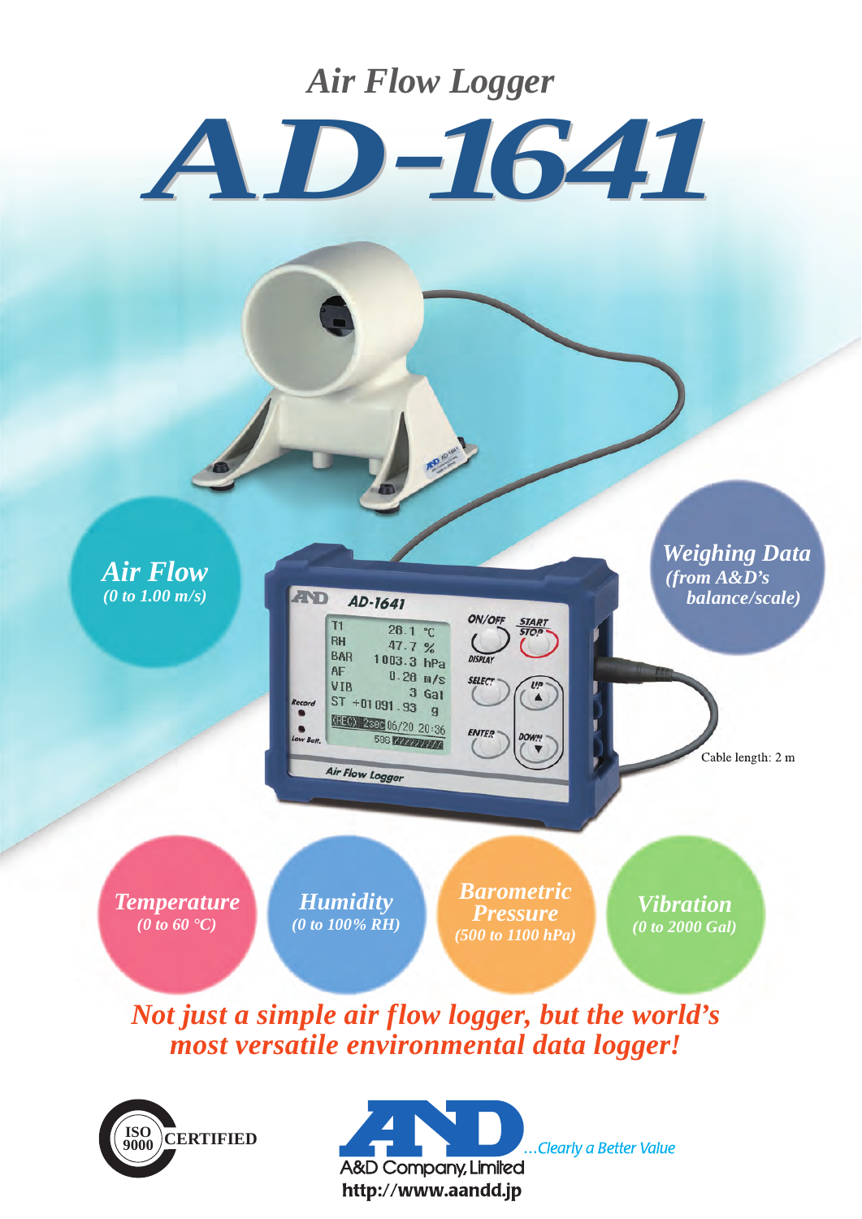# Air Flow Logger

# AD-1641

**Air Flow**
*(0 to 1.00 m/s)*

**Weighing Data**
*(from A&D's balance/scale)*

Cable length: 2 m

**Temperature**
*(0 to 60 °C)*

**Humidity**
*(0 to 100% RH)*

**Barometric Pressure**
*(500 to 1100 hPa)*

**Vibration**
*(0 to 2000 Gal)*

***Not just a simple air flow logger, but the world's most versatile environmental data logger!***

ISO 9000 CERTIFIED

A&D Company, Limited
...Clearly a Better Value
http://www.aandd.jp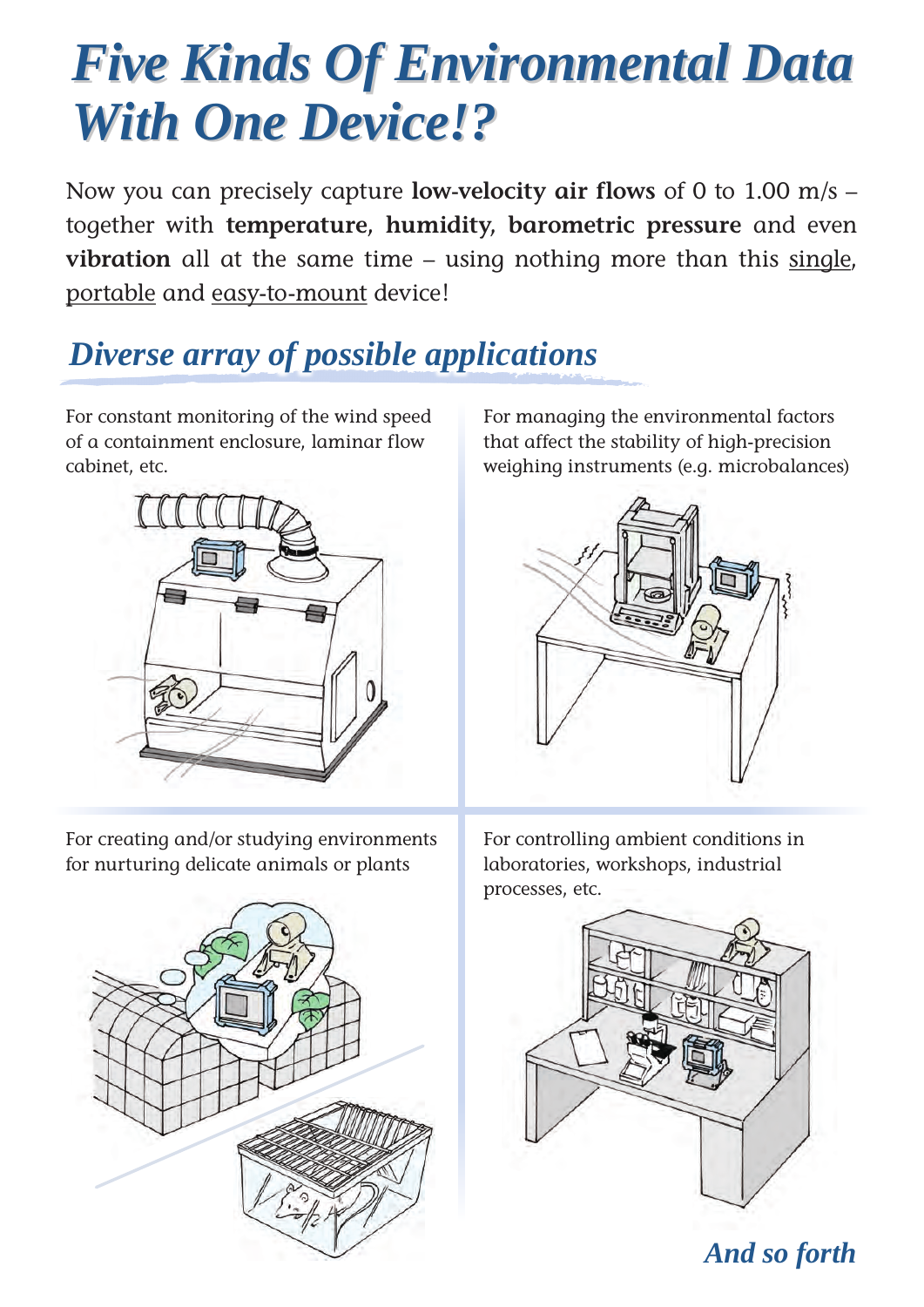# *Five Kinds Of Environmental Data With One Device!?*

Now you can precisely capture **low-velocity air flows** of 0 to 1.00 m/s – together with **temperature**, **humidity**, **barometric pressure** and even **vibration** all at the same time – using nothing more than this single, portable and easy-to-mount device!

## *Diverse array of possible applications*

For constant monitoring of the wind speed of a containment enclosure, laminar flow cabinet, etc.

For managing the environmental factors that affect the stability of high-precision weighing instruments (e.g. microbalances)

For creating and/or studying environments for nurturing delicate animals or plants

For controlling ambient conditions in laboratories, workshops, industrial processes, etc.

*And so forth*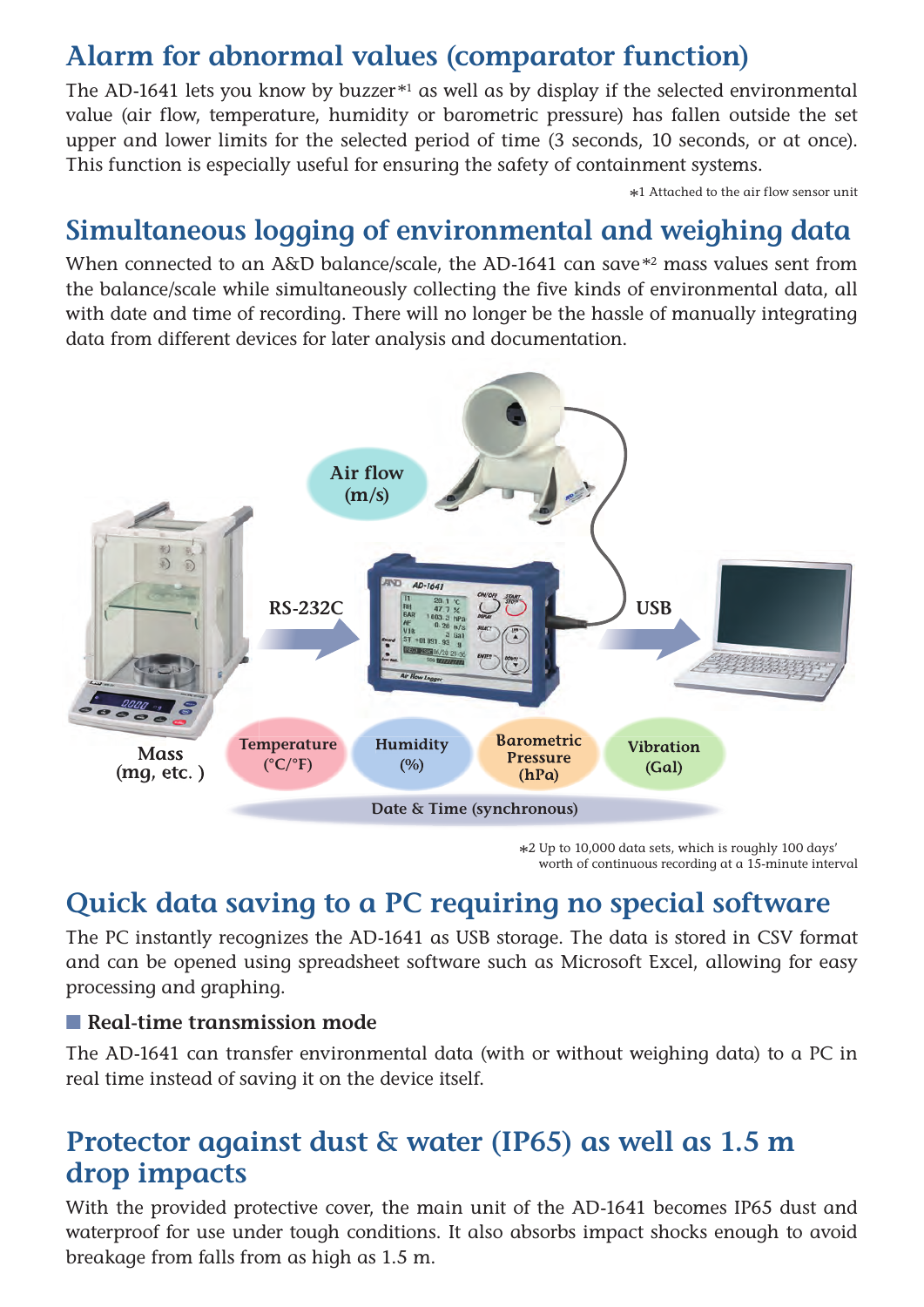## Alarm for abnormal values (comparator function)

The AD-1641 lets you know by buzzer*1 as well as by display if the selected environmental value (air flow, temperature, humidity or barometric pressure) has fallen outside the set upper and lower limits for the selected period of time (3 seconds, 10 seconds, or at once). This function is especially useful for ensuring the safety of containment systems.

*1 Attached to the air flow sensor unit

## Simultaneous logging of environmental and weighing data

When connected to an A&D balance/scale, the AD-1641 can save*2 mass values sent from the balance/scale while simultaneously collecting the five kinds of environmental data, all with date and time of recording. There will no longer be the hassle of manually integrating data from different devices for later analysis and documentation.

Air flow (m/s)

RS-232C

USB

Mass (mg, etc. )

Temperature (°C/°F)

Humidity (%)

Barometric Pressure (hPa)

Vibration (Gal)

Date & Time (synchronous)

*2 Up to 10,000 data sets, which is roughly 100 days' worth of continuous recording at a 15-minute interval

## Quick data saving to a PC requiring no special software

The PC instantly recognizes the AD-1641 as USB storage. The data is stored in CSV format and can be opened using spreadsheet software such as Microsoft Excel, allowing for easy processing and graphing.

### ■ Real-time transmission mode

The AD-1641 can transfer environmental data (with or without weighing data) to a PC in real time instead of saving it on the device itself.

## Protector against dust & water (IP65) as well as 1.5 m drop impacts

With the provided protective cover, the main unit of the AD-1641 becomes IP65 dust and waterproof for use under tough conditions. It also absorbs impact shocks enough to avoid breakage from falls from as high as 1.5 m.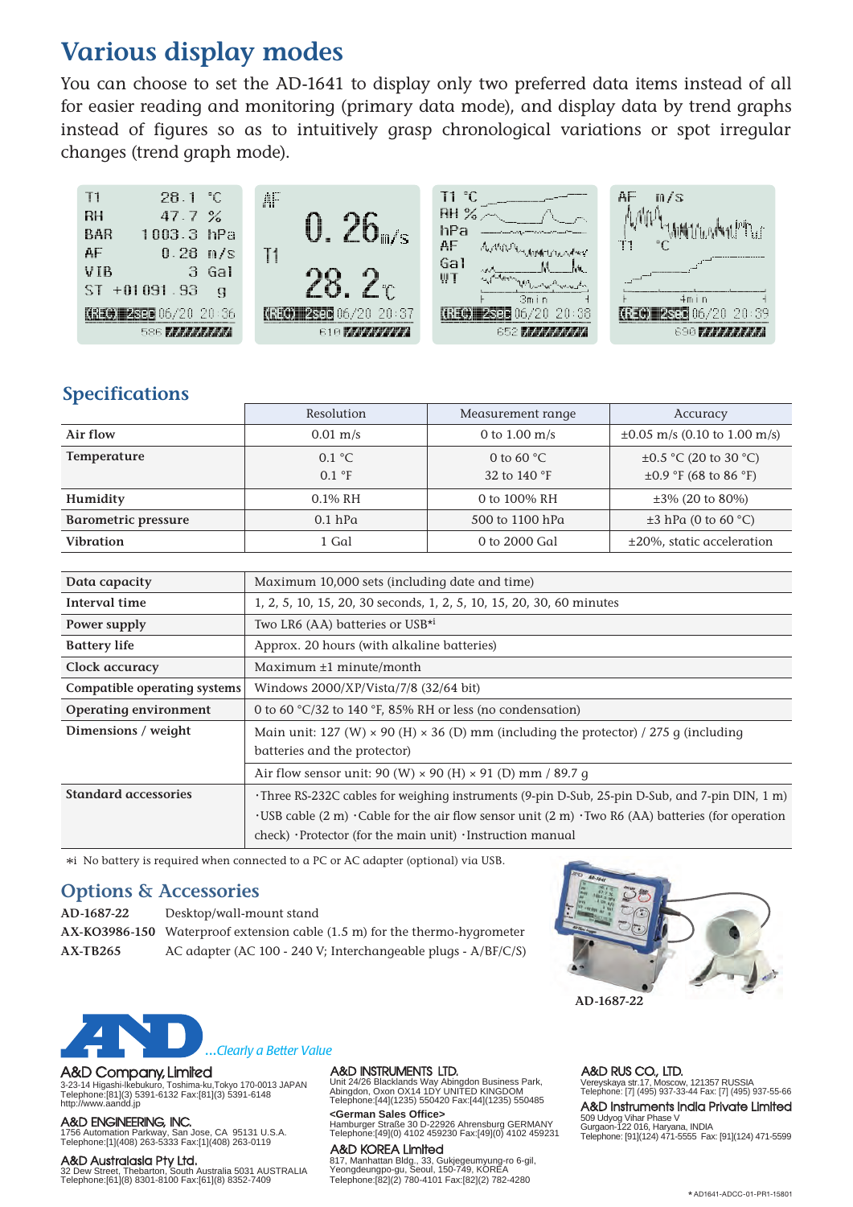## Various display modes

You can choose to set the AD-1641 to display only two preferred data items instead of all for easier reading and monitoring (primary data mode), and display data by trend graphs instead of figures so as to intuitively grasp chronological variations or spot irregular changes (trend graph mode).

## Specifications

| | Resolution | Measurement range | Accuracy |
|---|---|---|---|
| **Air flow** | 0.01 m/s | 0 to 1.00 m/s | ±0.05 m/s (0.10 to 1.00 m/s) |
| **Temperature** | 0.1 °C<br>0.1 °F | 0 to 60 °C<br>32 to 140 °F | ±0.5 °C (20 to 30 °C)<br>±0.9 °F (68 to 86 °F) |
| **Humidity** | 0.1% RH | 0 to 100% RH | ±3% (20 to 80%) |
| **Barometric pressure** | 0.1 hPa | 500 to 1100 hPa | ±3 hPa (0 to 60 °C) |
| **Vibration** | 1 Gal | 0 to 2000 Gal | ±20%, static acceleration |

| | |
|---|---|
| **Data capacity** | Maximum 10,000 sets (including date and time) |
| **Interval time** | 1, 2, 5, 10, 15, 20, 30 seconds, 1, 2, 5, 10, 15, 20, 30, 60 minutes |
| **Power supply** | Two LR6 (AA) batteries or USB*i |
| **Battery life** | Approx. 20 hours (with alkaline batteries) |
| **Clock accuracy** | Maximum ±1 minute/month |
| **Compatible operating systems** | Windows 2000/XP/Vista/7/8 (32/64 bit) |
| **Operating environment** | 0 to 60 °C/32 to 140 °F, 85% RH or less (no condensation) |
| **Dimensions / weight** | Main unit: 127 (W) × 90 (H) × 36 (D) mm (including the protector) / 275 g (including batteries and the protector) |
| | Air flow sensor unit: 90 (W) × 90 (H) × 91 (D) mm / 89.7 g |
| **Standard accessories** | ·Three RS-232C cables for weighing instruments (9-pin D-Sub, 25-pin D-Sub, and 7-pin DIN, 1 m) ·USB cable (2 m) ·Cable for the air flow sensor unit (2 m) ·Two R6 (AA) batteries (for operation check) ·Protector (for the main unit) ·Instruction manual |

*i No battery is required when connected to a PC or AC adapter (optional) via USB.

## Options & Accessories

**AD-1687-22** Desktop/wall-mount stand
**AX-KO3986-150** Waterproof extension cable (1.5 m) for the thermo-hygrometer
**AX-TB265** AC adapter (AC 100 - 240 V; Interchangeable plugs - A/BF/C/S)

AD-1687-22

*...Clearly a Better Value*

**A&D Company, Limited**
3-23-14 Higashi-Ikebukuro, Toshima-ku,Tokyo 170-0013 JAPAN
Telephone:[81](3) 5391-6132 Fax:[81](3) 5391-6148
http://www.aandd.jp

**A&D ENGINEERING, INC.**
1756 Automation Parkway, San Jose, CA 95131 U.S.A.
Telephone:[1](408) 263-5333 Fax:[1](408) 263-0119

**A&D Australasia Pty Ltd.**
32 Dew Street, Thebarton, South Australia 5031 AUSTRALIA
Telephone:[61](8) 8301-8100 Fax:[61](8) 8352-7409

**A&D INSTRUMENTS LTD.**
Unit 24/26 Blacklands Way Abingdon Business Park, Abingdon, Oxon OX14 1DY UNITED KINGDOM
Telephone:[44](1235) 550420 Fax:[44](1235) 550485

**<German Sales Office>**
Hamburger Straße 30 D-22926 Ahrensburg GERMANY
Telephone:[49](0) 4102 459230 Fax:[49](0) 4102 459231

**A&D KOREA Limited**
817, Manhattan Bldg., 33, Gukjegeumyung-ro 6-gil, Yeongdeungpo-gu, Seoul, 150-749, KOREA
Telephone:[82](2) 780-4101 Fax:[82](2) 782-4280

**A&D RUS CO., LTD.**
Vereyskaya str.17, Moscow, 121357 RUSSIA
Telephone: [7] (495) 937-33-44 Fax: [7] (495) 937-55-66

**A&D Instruments India Private Limited**
509 Udyog Vihar Phase V
Gurgaon-122 016, Haryana, INDIA
Telephone: [91](124) 471-5555 Fax: [91](124) 471-5599

*AD1641-ADCC-01-PR1-15801